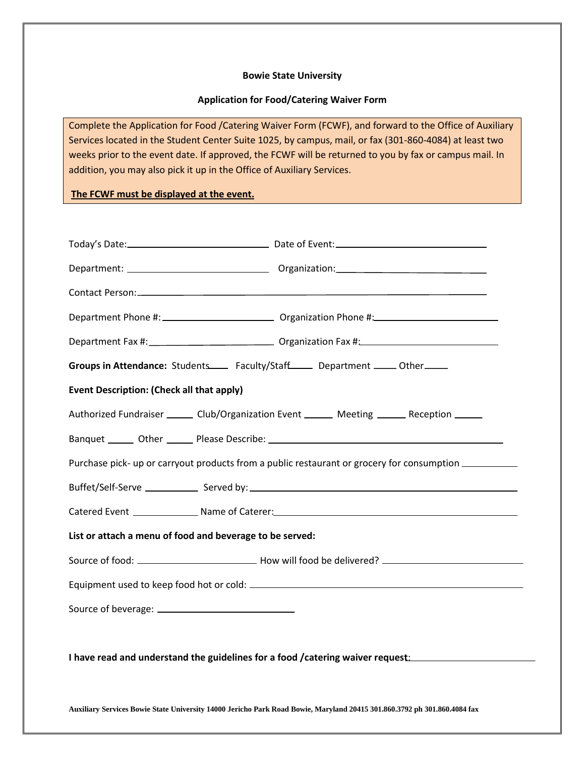**Bowie State University**

**Application for Food/Catering Waiver Form**

Complete the Application for Food /Catering Waiver Form (FCWF), and forward to the Office of Auxiliary Services located in the Student Center Suite 1025, by campus, mail, or fax (301-860-4084) at least two weeks prior to the event date. If approved, the FCWF will be returned to you by fax or campus mail. In addition, you may also pick it up in the Office of Auxiliary Services.

**The FCWF must be displayed at the event.**

Today's Date: ______________________ Date of Event: ______________________

Department: ______________________ Organization: ______________________

Contact Person: ______________________________________________

Department Phone #: ______________________ Organization Phone #: ______________________

Department Fax #: ______________________ Organization Fax #: ______________________

**Groups in Attendance:** Students____ Faculty/Staff____ Department ____ Other____

**Event Description: (Check all that apply)**

Authorized Fundraiser _____ Club/Organization Event _____ Meeting _____ Reception _____

Banquet _____ Other _____ Please Describe: ______________________________________

Purchase pick- up or carryout products from a public restaurant or grocery for consumption __________

Buffet/Self-Serve __________ Served by: ______________________________________

Catered Event ____________ Name of Caterer: ______________________________________

**List or attach a menu of food and beverage to be served:**

Source of food: ______________________ How will food be delivered? ______________________

Equipment used to keep food hot or cold: ______________________________________

Source of beverage: ______________________

**I have read and understand the guidelines for a food /catering waiver request**: ______________________

Auxiliary Services Bowie State University 14000 Jericho Park Road Bowie, Maryland 20415 301.860.3792 ph 301.860.4084 fax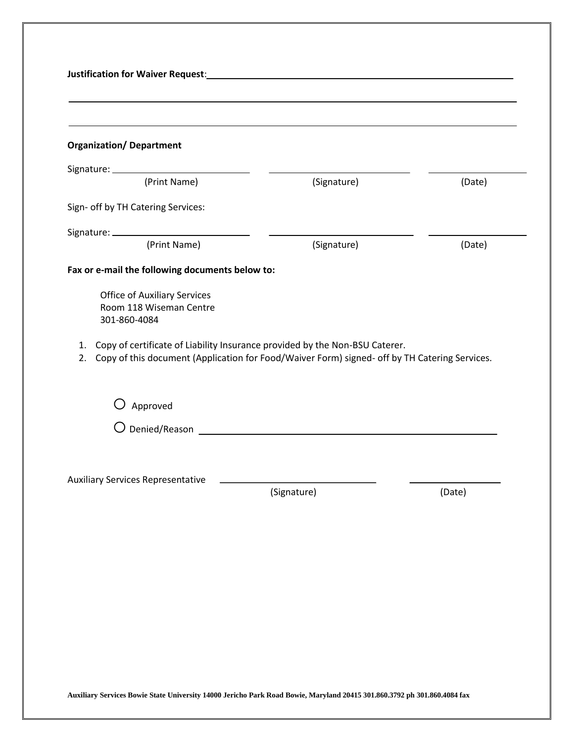**Justification for Waiver Request**: ____________________________________________

______________________________________________________________________________

______________________________________________________________________________

**Organization/ Department**

Signature: ____________________ ____________________ ____________________

(Print Name) (Signature) (Date)

Sign- off by TH Catering Services:

Signature: ____________________ ____________________ ____________________

(Print Name) (Signature) (Date)

**Fax or e-mail the following documents below to:**

Office of Auxiliary Services
Room 118 Wiseman Centre
301-860-4084

1. Copy of certificate of Liability Insurance provided by the Non-BSU Caterer.
2. Copy of this document (Application for Food/Waiver Form) signed- off by TH Catering Services.

○ Approved

○ Denied/Reason ____________________________________________

Auxiliary Services Representative ____________________ ____________________

(Signature) (Date)

**Auxiliary Services Bowie State University 14000 Jericho Park Road Bowie, Maryland 20415 301.860.3792 ph 301.860.4084 fax**